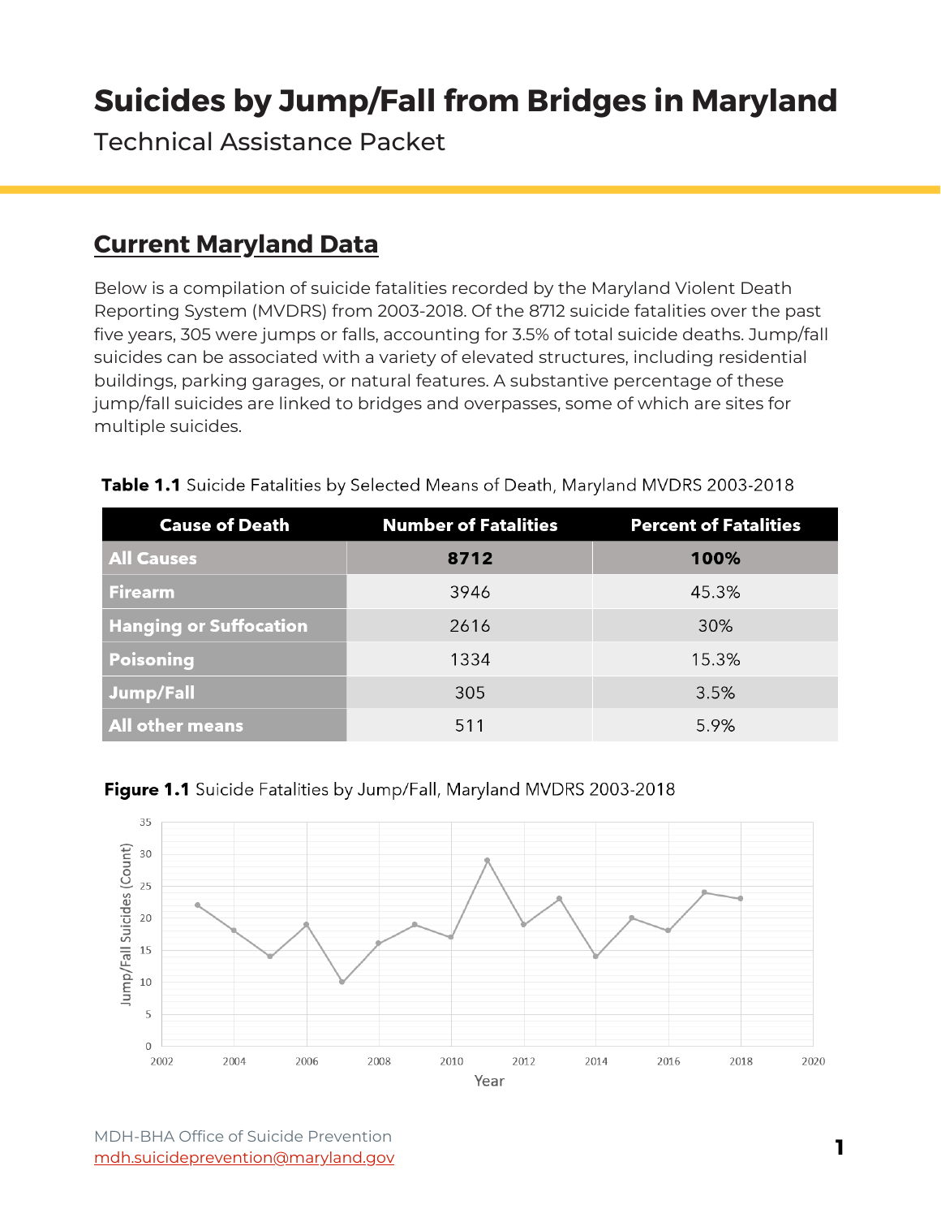# Suicides by Jump/Fall from Bridges in Maryland

Technical Assistance Packet

## Current Maryland Data

Below is a compilation of suicide fatalities recorded by the Maryland Violent Death Reporting System (MVDRS) from 2003-2018. Of the 8712 suicide fatalities over the past five years, 305 were jumps or falls, accounting for 3.5% of total suicide deaths. Jump/fall suicides can be associated with a variety of elevated structures, including residential buildings, parking garages, or natural features. A substantive percentage of these jump/fall suicides are linked to bridges and overpasses, some of which are sites for multiple suicides.

**Table 1.1** Suicide Fatalities by Selected Means of Death, Maryland MVDRS 2003-2018

| Cause of Death | Number of Fatalities | Percent of Fatalities |
|---|---|---|
| **All Causes** | **8712** | **100%** |
| **Firearm** | 3946 | 45.3% |
| **Hanging or Suffocation** | 2616 | 30% |
| **Poisoning** | 1334 | 15.3% |
| **Jump/Fall** | 305 | 3.5% |
| **All other means** | 511 | 5.9% |

**Figure 1.1** Suicide Fatalities by Jump/Fall, Maryland MVDRS 2003-2018

MDH-BHA Office of Suicide Prevention
mdh.suicideprevention@maryland.gov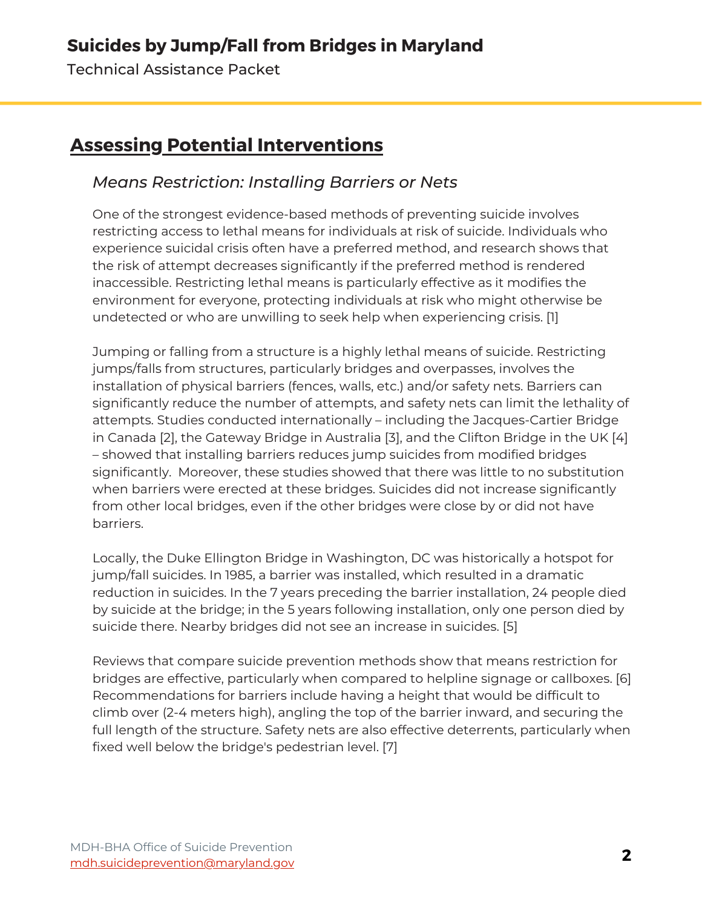## Assessing Potential Interventions

### *Means Restriction: Installing Barriers or Nets*

One of the strongest evidence-based methods of preventing suicide involves restricting access to lethal means for individuals at risk of suicide. Individuals who experience suicidal crisis often have a preferred method, and research shows that the risk of attempt decreases significantly if the preferred method is rendered inaccessible. Restricting lethal means is particularly effective as it modifies the environment for everyone, protecting individuals at risk who might otherwise be undetected or who are unwilling to seek help when experiencing crisis. [1]

Jumping or falling from a structure is a highly lethal means of suicide. Restricting jumps/falls from structures, particularly bridges and overpasses, involves the installation of physical barriers (fences, walls, etc.) and/or safety nets. Barriers can significantly reduce the number of attempts, and safety nets can limit the lethality of attempts. Studies conducted internationally – including the Jacques-Cartier Bridge in Canada [2], the Gateway Bridge in Australia [3], and the Clifton Bridge in the UK [4] – showed that installing barriers reduces jump suicides from modified bridges significantly. Moreover, these studies showed that there was little to no substitution when barriers were erected at these bridges. Suicides did not increase significantly from other local bridges, even if the other bridges were close by or did not have barriers.

Locally, the Duke Ellington Bridge in Washington, DC was historically a hotspot for jump/fall suicides. In 1985, a barrier was installed, which resulted in a dramatic reduction in suicides. In the 7 years preceding the barrier installation, 24 people died by suicide at the bridge; in the 5 years following installation, only one person died by suicide there. Nearby bridges did not see an increase in suicides. [5]

Reviews that compare suicide prevention methods show that means restriction for bridges are effective, particularly when compared to helpline signage or callboxes. [6] Recommendations for barriers include having a height that would be difficult to climb over (2-4 meters high), angling the top of the barrier inward, and securing the full length of the structure. Safety nets are also effective deterrents, particularly when fixed well below the bridge's pedestrian level. [7]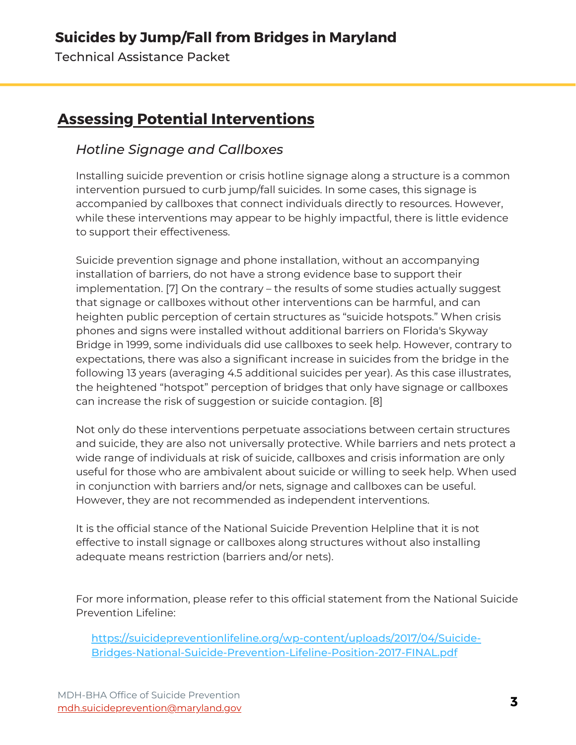## Assessing Potential Interventions

### *Hotline Signage and Callboxes*

Installing suicide prevention or crisis hotline signage along a structure is a common intervention pursued to curb jump/fall suicides. In some cases, this signage is accompanied by callboxes that connect individuals directly to resources. However, while these interventions may appear to be highly impactful, there is little evidence to support their effectiveness.

Suicide prevention signage and phone installation, without an accompanying installation of barriers, do not have a strong evidence base to support their implementation. [7] On the contrary – the results of some studies actually suggest that signage or callboxes without other interventions can be harmful, and can heighten public perception of certain structures as "suicide hotspots." When crisis phones and signs were installed without additional barriers on Florida's Skyway Bridge in 1999, some individuals did use callboxes to seek help. However, contrary to expectations, there was also a significant increase in suicides from the bridge in the following 13 years (averaging 4.5 additional suicides per year). As this case illustrates, the heightened "hotspot" perception of bridges that only have signage or callboxes can increase the risk of suggestion or suicide contagion. [8]

Not only do these interventions perpetuate associations between certain structures and suicide, they are also not universally protective. While barriers and nets protect a wide range of individuals at risk of suicide, callboxes and crisis information are only useful for those who are ambivalent about suicide or willing to seek help. When used in conjunction with barriers and/or nets, signage and callboxes can be useful. However, they are not recommended as independent interventions.

It is the official stance of the National Suicide Prevention Helpline that it is not effective to install signage or callboxes along structures without also installing adequate means restriction (barriers and/or nets).

For more information, please refer to this official statement from the National Suicide Prevention Lifeline:

[https://suicidepreventionlifeline.org/wp-content/uploads/2017/04/Suicide-Bridges-National-Suicide-Prevention-Lifeline-Position-2017-FINAL.pdf](https://suicidepreventionlifeline.org/wp-content/uploads/2017/04/Suicide-Bridges-National-Suicide-Prevention-Lifeline-Position-2017-FINAL.pdf)

MDH-BHA Office of Suicide Prevention
mdh.suicideprevention@maryland.gov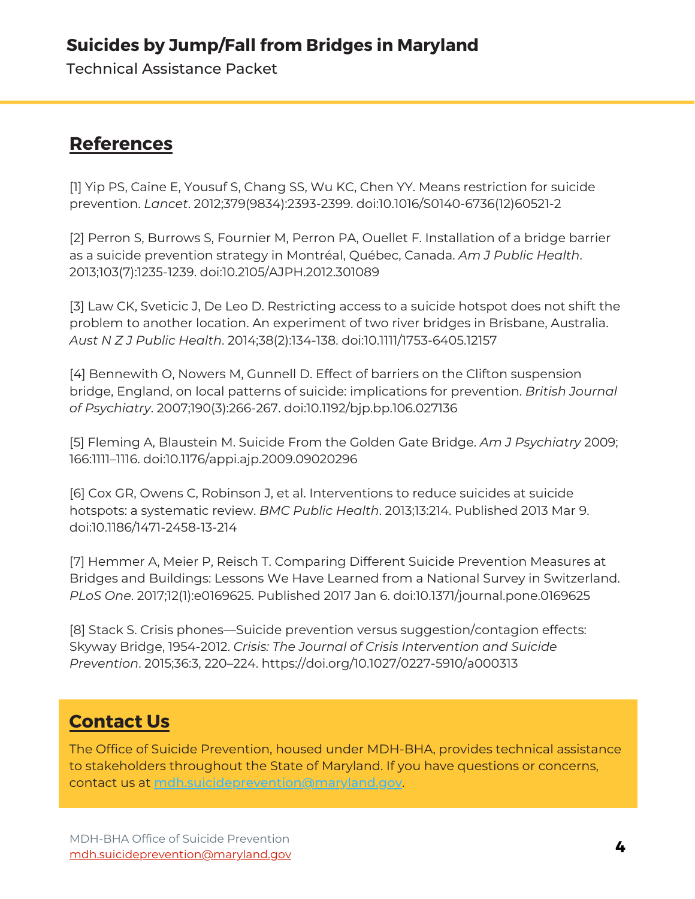## References

[1] Yip PS, Caine E, Yousuf S, Chang SS, Wu KC, Chen YY. Means restriction for suicide prevention. *Lancet*. 2012;379(9834):2393-2399. doi:10.1016/S0140-6736(12)60521-2

[2] Perron S, Burrows S, Fournier M, Perron PA, Ouellet F. Installation of a bridge barrier as a suicide prevention strategy in Montréal, Québec, Canada. *Am J Public Health*. 2013;103(7):1235-1239. doi:10.2105/AJPH.2012.301089

[3] Law CK, Sveticic J, De Leo D. Restricting access to a suicide hotspot does not shift the problem to another location. An experiment of two river bridges in Brisbane, Australia. *Aust N Z J Public Health*. 2014;38(2):134-138. doi:10.1111/1753-6405.12157

[4] Bennewith O, Nowers M, Gunnell D. Effect of barriers on the Clifton suspension bridge, England, on local patterns of suicide: implications for prevention. *British Journal of Psychiatry*. 2007;190(3):266-267. doi:10.1192/bjp.bp.106.027136

[5] Fleming A, Blaustein M. Suicide From the Golden Gate Bridge. *Am J Psychiatry* 2009; 166:1111–1116. doi:10.1176/appi.ajp.2009.09020296

[6] Cox GR, Owens C, Robinson J, et al. Interventions to reduce suicides at suicide hotspots: a systematic review. *BMC Public Health*. 2013;13:214. Published 2013 Mar 9. doi:10.1186/1471-2458-13-214

[7] Hemmer A, Meier P, Reisch T. Comparing Different Suicide Prevention Measures at Bridges and Buildings: Lessons We Have Learned from a National Survey in Switzerland. *PLoS One*. 2017;12(1):e0169625. Published 2017 Jan 6. doi:10.1371/journal.pone.0169625

[8] Stack S. Crisis phones—Suicide prevention versus suggestion/contagion effects: Skyway Bridge, 1954-2012. *Crisis: The Journal of Crisis Intervention and Suicide Prevention*. 2015;36:3, 220–224. https://doi.org/10.1027/0227-5910/a000313

## Contact Us

The Office of Suicide Prevention, housed under MDH-BHA, provides technical assistance to stakeholders throughout the State of Maryland. If you have questions or concerns, contact us at mdh.suicideprevention@maryland.gov.